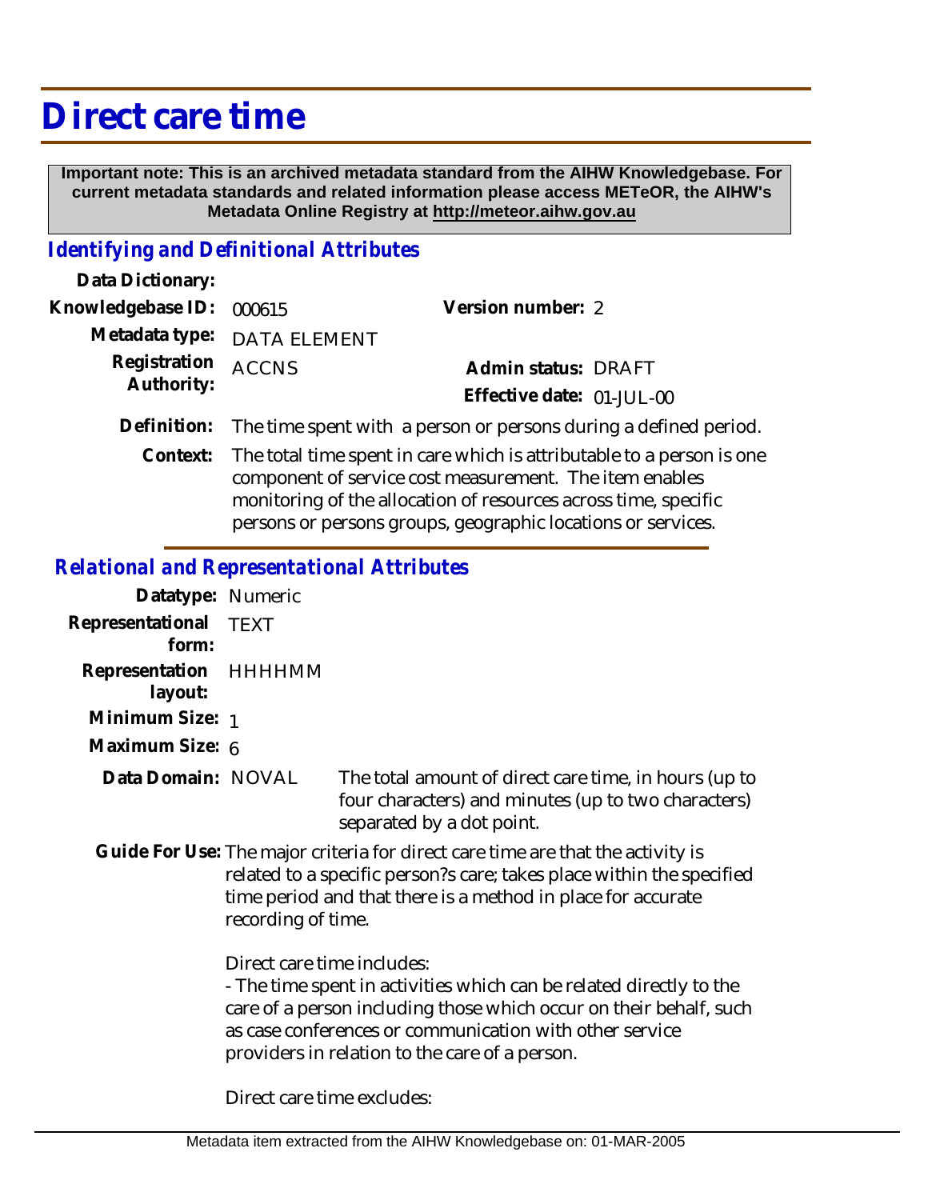# Direct care time

**Important note: This is an archived metadata standard from the AIHW Knowledgebase. For current metadata standards and related information please access METeOR, the AIHW's Metadata Online Registry at http://meteor.aihw.gov.au**

## *Identifying and Definitional Attributes*

**Data Dictionary:**

**Knowledgebase ID:** 000615 **Version number:** 2

**Metadata type:** DATA ELEMENT

**Registration Authority:** ACCNS **Admin status:** DRAFT

**Effective date:** 01-JUL-00

**Definition:** The time spent with a person or persons during a defined period.

**Context:** The total time spent in care which is attributable to a person is one component of service cost measurement. The item enables monitoring of the allocation of resources across time, specific persons or persons groups, geographic locations or services.

## *Relational and Representational Attributes*

**Datatype:** Numeric

**Representational form:** TEXT

**Representation layout:** HHHHMM

**Minimum Size:** 1

**Maximum Size:** 6

**Data Domain:** NOVAL The total amount of direct care time, in hours (up to four characters) and minutes (up to two characters) separated by a dot point.

**Guide For Use:** The major criteria for direct care time are that the activity is related to a specific person?s care; takes place within the specified time period and that there is a method in place for accurate recording of time.

Direct care time includes:
- The time spent in activities which can be related directly to the care of a person including those which occur on their behalf, such as case conferences or communication with other service providers in relation to the care of a person.

Direct care time excludes: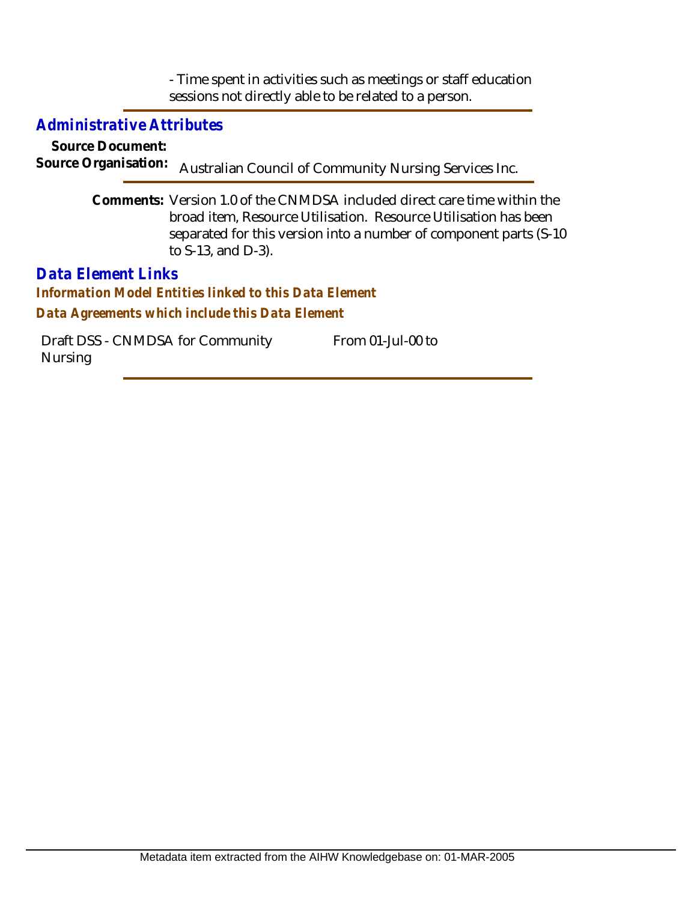- Time spent in activities such as meetings or staff education sessions not directly able to be related to a person.

## Administrative Attributes

**Source Document:**

**Source Organisation:** Australian Council of Community Nursing Services Inc.

**Comments:** Version 1.0 of the CNMDSA included direct care time within the broad item, Resource Utilisation. Resource Utilisation has been separated for this version into a number of component parts (S-10 to S-13, and D-3).

## Data Element Links

### *Information Model Entities linked to this Data Element*

### *Data Agreements which include this Data Element*

| | |
|---|---|
| Draft DSS - CNMDSA for Community Nursing | From 01-Jul-00 to |

Metadata item extracted from the AIHW Knowledgebase on: 01-MAR-2005